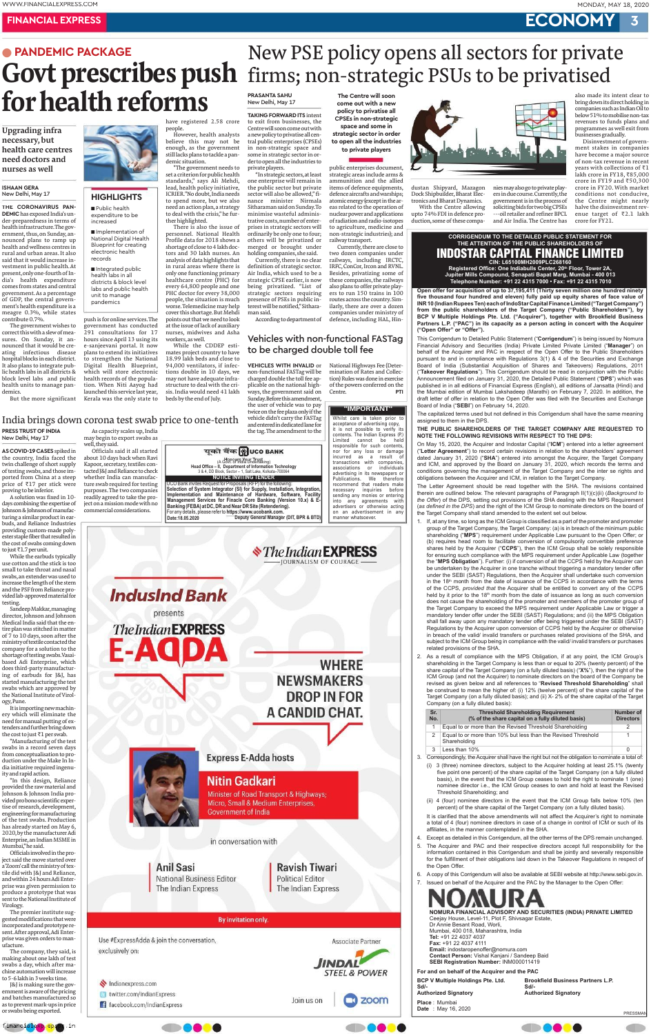## PANDEMIC PACKAGE

# Govt prescribes push for health reforms

### Upgrading infra necessary, but health care centres need doctors and nurses as well

ISHAAN GERA
New Delhi, May 17

THE CORONAVIRUS PANDEMIC has exposed India's under-preparedness in terms of health infrastructure. The government, thus, on Sunday, announced plans to ramp up health and wellness centres in rural and urban areas. It also said that it would increase investment in public health. At present, only one-fourth of India's health expenditure comes from states and central government. As a percentage of GDP, the central government's health expenditure is a meagre 0.39%, while states contribute 0.7%.

The government wishes to correct this with a slew of measures. On Sunday, it announced that it would be creating infectious disease hospital blocks in each district. It also plans to integrate public health labs in all districts & block level labs and public health units to manage pandemics.

But the more significant push is for online services. The government has conducted 291 consultations for 17 hours since April 13 using its e-sanjeevani portal. It now plans to extend its initiatives to strengthen the National Digital Health Blueprint, which will store electronic health records of the population. When Niti Aayog had launched this service last year, Kerala was the only state to have registered 2.58 crore people.

However, health analysts believe this may not be enough, as the government still lacks plans to tackle a pandemic situation.

"The government needs to set a criterion for public health standards," says Ali Mehdi, lead, health policy initiative, ICRIER. "No doubt, India needs to spend more, but we also need an action plan, a strategy to deal with the crisis," he further highlighted.

There is also the issue of personnel. National Health Profile data for 2018 shows a shortage of close to 4 lakh doctors and 30 lakh nurses. An analysis of data highlights that in rural areas where there is only one functioning primary healthcare centre (PHC) for every 64,800 people and one PHC doctor for every 38,000 people, the situation is much worse. Telemedicine may help cover this shortage. But Mehdi points out that we need to look at the issue of all auxiliary nurses, midwives and Asha workers, as well.

While the CDDEP estimates project country to have 18.99 lakh beds and close to 94,000 ventilators, if infections double in 10 days, we may not have adequate infrastructure to deal with the crisis. India would need 41 lakh beds by the end of July.

**HIGHLIGHTS**

- Public health expenditure to be increased
- Implementation of National Digital Health Blueprint for creating electronic health records
- Integrated public health labs in all districts & block level labs and public health unit to manage pandemics

# New PSE policy opens all sectors for private firms; non-strategic PSUs to be privatised

PRASANTA SAHU
New Delhi, May 17

TAKING FORWARD ITS intent to exit from businesses, the Centre will soon come out with a new policy to privatise all central public enterprises (CPSEs) in non-strategic space and some in strategic sector in order to open all the industries to private players.

"In strategic sectors, at least one enterprise will remain in the public sector but private sector will also be allowed," finance minister Nirmala Sitharaman said on Sunday. To minimise wasteful administrative costs, number of enterprises in strategic sectors will ordinarily be only one to four; others will be privatised or merged or brought under holding companies, she said.

Currently, there is no clear definition of strategic sector. Air India, which used to be a strategic CPSE earlier, is now being privatised. "List of strategic sectors requiring presence of PSEs in public interest will be notified," Sitharaman said.

According to department of public enterprises document, strategic areas include arms & ammunition and the allied items of defence equipments, defence aircrafts and warships; atomic energy (except in the areas related to the operation of nuclear power and applications of radiation and radio-isotopes to agriculture, medicine and non-strategic industries); and railway transport.

Currently, there are close to two dozen companies under railways, including IRCTC, IRFC, ConCor, Ircon and RVNL. Besides, privatising some of these companies, the railways also plans to offer private players to run 150 trains in 100 routes across the country. Similarly, there are over a dozen companies under ministry of defence, including HAL, Hindustan Shipyard, Mazagon Dock Shipbuilder, Bharat Electronics and Bharat Dynamics.

With the Centre allowing upto 74% FDI in defence production, some of these companies may also go to private players in due course. Currently, the government is in the process of soliciting bids for two big CPSEs — oil retailer and refiner BPCL and Air India. The Centre has also made its intent clear to bring down its direct holding in companies such as Indian Oil to below 51% to mobilise non-tax revenues to fund plans and programmes as well exit from businesses gradually.

Disinvestment of government stakes in companies have become a major source of non-tax revenue in recent years with collections of ₹1 lakh crore in FY18, ₹85,000 crore in FY19 and ₹50,300 crore in FY20. With market conditions not conducive, the Centre nearly halve the disinvestment revenue target of ₹2.1 lakh crore for FY21.

*The Centre will soon come out with a new policy to privatise all CPSEs in non-strategic space and some in strategic sector in order to open all the industries to private players*

## India brings down corona test swab price to one-tenth

PRESS TRUST OF INDIA
New Delhi, May 17

AS COVID-19 CASES spiked in the country, India faced the twin challenge of short supply of testing swabs and those imported from China at a steep price of ₹17 per stick were proving to be inferior.

A solution was fixed in 10-days combining the expertise of Johnson & Johnson of manufacturing a similar product in earbuds, and Reliance Industries providing custom made polyester staple fiber that resulted in the cost of swabs coming down to just ₹1.7 per unit.

While the earbuds typically use cotton and the stick is too small to take throat and nasal swabs, an extender was used to increase the length of the stem and the PSF from Reliance provided lab-approved material for testing.

Sandeep Makkar, managing director, Johnson and Johnson Medical India said that the entire plan was stitched in matter of 7 to 10 days, soon after the ministry of textile contacted the company for a solution to the shortage of testing swabs. Vasai-based Adi Enterprise, which does third-party manufacturing of earbuds for J&J, has started manufacturing the test swabs which are approved by the National Institute of Virology, Pune.

It is importing new machinery which will eliminate the need for manual putting of extenders and further bring down the cost to just ₹1 per swab.

"Manufacturing of the test swabs in a record seven days from conceptualisation to production under the Make in India initiative required ingenuity and rapid action.

"In this design, Reliance provided the raw material and Johnson & Johnson India provided pro bono scientific expertise of research, development, engineering for manufacturing of the test swabs. Production has already started on May 6, 2020, by the manufacturer Adi Enterprise, an Indian MSME in Mumbai," he said.

Officials involved in the project said the move started over a 'Zoom' call the ministry of textile did with J&J and Reliance, and within 24 hours Adi Enterprise was given permission to produce a prototype that was sent to the National Institute of Virology.

The premier institute suggested modifications that were incorporated and prototype resent. After approval, Adi Enterprise was given orders to manufacture.

The company, they said, is making about one lakh of test swabs a day, which after machine automation will increase to 5-6 lakh in 3 weeks time.

J&J is making sure the government is aware of the pricing and batches manufactured so as to prevent mark-ups in price or swabs being exported.

As capacity scales up, India may begin to export swabs as well, they said.

Officials said it all started about 10 days back when Ravi Kapoor, secretary, textiles contacted J&J and Reliance to check whether India can manufacture swab required for testing purposes. The two companies readily agreed to take the project on a mission mode with no commercial considerations.

## Vehicles with non-functional FASTag to be charged double toll fee

VEHICLES WITH INVALID or non-functional FASTag will be charged double the toll fee applicable on the national highways, the government said on Sunday. Before this amendment, the user of vehicle was to pay twice the fee plaza only if the vehicle didn't carry the FASTag and entered in dedicated lane for the tag. The amendment to the National Highways Fee (Determination of Rates and Collection) Rules was done in exercise of the powers conferred on the Centre.

PTI

**UCO BANK**
(A Govt. of India Undertaking)
Honours Your Trust
Head Office – II, Department of Information Technology
3 & 4, DD Block, Sector – 1, Salt Lake, Kolkata-700064

**NOTICE INVITING TENDER**

UCO Bank invites Request for Proposals (RFP) for the following: Selection of System Integrator (SI) for Supply, Installation, Implementation and Maintenance of Hardware, Software, Facility Management Services for Finacle Core Banking (Version 10.x) & E-Banking (FEBA) at DC, DR and Near DR Site (Retendering).
For any details, please refer to https://www.ucobank.com.
Date: 18.05.2020 — Deputy General Manager (DIT, BPR & BTD)

**"IMPORTANT"**

Whilst care is taken prior to acceptance of advertising copy, it is not possible to verify its contents. The Indian Express (P.) Limited cannot be held responsible for such contents, nor for any loss or damage incurred as a result of transactions with companies, associations or individuals advertising in its newspapers or Publications. We therefore recommend that readers make necessary inquiries before sending any monies or entering into any agreements with advertisers or otherwise acting on an advertisement in any manner whatsoever.

**The Indian EXPRESS** — JOURNALISM OF COURAGE

IndusInd Bank presents The Indian EXPRESS E-ADDA

WHERE NEWSMAKERS DROP IN FOR A CANDID CHAT.

Express E-Adda hosts **Nitin Gadkari**, Minister of Road Transport & Highways; Micro, Small & Medium Enterprises, Government of India

in conversation with **Anil Sasi**, National Business Editor, The Indian Express and **Ravish Tiwari**, Political Editor, The Indian Express

By invitation only.

Use #ExpressAdda & join the conversation, exclusively on: Indianexpress.com, twitter.com/IndianExpress, facebook.com/IndianExpress

Associate Partner: JINDAL STEEL & POWER — Join us on zoom

CORRIGENDUM TO THE DETAILED PUBLIC STATEMENT FOR THE ATTENTION OF THE PUBLIC SHAREHOLDERS OF

# INDOSTAR CAPITAL FINANCE LIMITED

CIN: L65100MH2009PLC268160
Registered Office: One Indiabulls Center, 20th Floor, Tower 2A, Jupiter Mills Compound, Senapati Bapat Marg, Mumbai - 400 013
Telephone Number: +91 22 4315 7000 • Fax: +91 22 4315 7010

**Open offer for acquisition of up to 37,195,411 (Thirty seven million one hundred ninety five thousand four hundred and eleven) fully paid up equity shares of face value of INR 10 (Indian Rupees Ten) each of IndoStar Capital Finance Limited ("Target Company") from the public shareholders of the Target Company ("Public Shareholders") by BCP V Multiple Holdings Pte. Ltd. ("Acquirer"), together with Brookfield Business Partners L.P. ("PAC") in its capacity as a person acting in concert with the Acquirer ("Open Offer" or "Offer").**

This Corrigendum to Detailed Public Statement ("**Corrigendum**") is being issued by Nomura Financial Advisory and Securities (India) Private Limited ("**Manager**") on behalf of the Acquirer and PAC in respect of the Open Offer to the Public Shareholders pursuant to and in compliance with Regulations 3(1) & 4 of the Securities and Exchange Board of India (Substantial Acquisition of Shares and Takeovers) Regulations, 2011 ("**Takeover Regulations**"). This Corrigendum should be read in conjunction with the Public Announcement filed on January 31, 2020, the Detailed Public Statement ("**DPS**") which was published in in all editions of Financial Express (English), all editions of Jansatta (Hindi) and the Mumbai edition of Mumbai Lakshadeep (Marathi) on February 7, 2020. In addition, the draft letter of offer in relation to the Open Offer was filed with the Securities and Exchange Board of India ("**SEBI**") on February 14, 2020.

The capitalized terms used but not defined in this Corrigendum shall have the same meaning assigned to them in the DPS.

**THE PUBLIC SHAREHOLDERS OF THE TARGET COMPANY ARE REQUESTED TO NOTE THE FOLLOWING REVISIONS WITH RESPECT TO THE DPS:**

On May 15, 2020, the Acquirer and Indostar Capital ("**ICM**") entered into a letter agreement ("**Letter Agreement**") to record certain revisions in relation to the shareholders' agreement dated January 31, 2020 ("**SHA**") entered into amongst the Acquirer, the Target Company and ICM, and approved by the Board on January 31, 2020, which records the terms and conditions governing the management of the Target Company and the inter se rights and obligations between the Acquirer and ICM, in relation to the Target Company.

The Letter Agreement should be read together with the SHA. The revisions contained therein are outlined below. The relevant paragraphs of Paragraph II(1)(c)(ii) (*Background to the Offer*) of the DPS, setting out provisions of the SHA dealing with the MPS Requirement (*as defined in the DPS*) and the right of the ICM Group to nominate directors on the board of the Target Company shall stand amended to the extent set out below.

1. If, at any time, so long as the ICM Group is classified as a part of the promoter and promoter group of the Target Company, the Target Company: (a) is in breach of the minimum public shareholding ("**MPS**") requirement under Applicable Law pursuant to the Open Offer; or (b) requires heed norm to facilitate conversion of compulsorily convertible preference shares held by the Acquirer ("**CCPS**"), then the ICM Group shall be solely responsible for ensuring such compliance with the MPS requirement under Applicable Law (together the "**MPS Obligation**"). Further: (i) if conversion of all the CCPS held by the Acquirer can be undertaken by the Acquirer in one tranche without triggering a mandatory tender offer under the SEBI (SAST) Regulations, then the Acquirer shall undertake such conversion in the 18th month from the date of issuance of the CCPS in accordance with the terms of the CCPS, *provided that* the Acquirer shall be entitled to convert any of the CCPS held by it prior to the 18th month from the date of issuance as long as such conversion does not cause the shareholding of the promoter and members of the promoter group of the Target Company to exceed the MPS requirement under Applicable Law or trigger a mandatory tender offer under the SEBI (SAST) Regulations; and (ii) the MPS Obligation shall fall away upon any mandatory tender offer being triggered under the SEBI (SAST) Regulations by the Acquirer upon conversion of CCPS held by the Acquirer or otherwise in breach of the valid/ invalid transfers or purchases related provisions of the SHA, and subject to the ICM Group being in compliance with the valid/ invalid transfers or purchases related provisions of the SHA.
2. As a result of compliance with the MPS Obligation, if at any point, the ICM Group's shareholding in the Target Company is less than or equal to 20% (twenty percent) of the share capital of the Target Company (on a fully diluted basis) ("**X%**"), then the right of the ICM Group (and not the Acquirer) to nominate directors on the board of the Company be revised as given below and all references to "**Revised Threshold Shareholding**" shall be construed to mean the higher of: (i) 12% (twelve percent) of the share capital of the Target Company (on a fully diluted basis); and (ii) X- 2% of the share capital of the Target Company (on a fully diluted basis):

| Sr. No. | Threshold Shareholding Requirement (% of the share capital on a fully diluted basis) | Number of Directors |
|---|---|---|
| 1 | Equal to or more than the Revised Threshold Shareholding | 2 |
| 2 | Equal to or more than 10% but less than the Revised Threshold Shareholding | 1 |
| 3 | Less than 10% | 0 |

3. Correspondingly, the Acquirer shall have the right but not the obligation to nominate a total of:
   (i) 3 (three) nominee directors, subject to the Acquirer holding at least 25.1% (twenty five point one percent) of the share capital of the Target Company (on a fully diluted basis), in the event that the ICM Group ceases to hold the right to nominate 1 (one) nominee director i.e., the ICM Group ceases to own and hold at least the Revised Threshold Shareholding; and
   (ii) 4 (four) nominee directors in the event that the ICM Group falls below 10% (ten percent) of the share capital of the Target Company (on a fully diluted basis).

   It is clarified that the above amendments will not affect the Acquirer's right to nominate a total of 4 (four) nominee directors in case of a change in control of ICM or such of its affiliates, in the manner contemplated in the SHA.
4. Except as detailed in this Corrigendum, all the other terms of the DPS remain unchanged.
5. The Acquirer and PAC and their respective directors accept full responsibility for the information contained in this Corrigendum and shall be jointly and severally responsible for the fulfillment of their obligations laid down in the Takeover Regulations in respect of the Open Offer.
6. A copy of this Corrigendum will also be available at SEBI website at http://www.sebi.gov.in.
7. Issued on behalf of the Acquirer and the PAC by the Manager to the Open Offer:

**NOMURA**
**NOMURA FINANCIAL ADVISORY AND SECURITIES (INDIA) PRIVATE LIMITED**
Ceejay House, Level-11, Plot F, Shivsagar Estate,
Dr Annie Besant Road, Worli,
Mumbai, 400 018, Maharashtra, India
**Tel:** +91 22 4037 4037
**Fax:** +91 22 4037 4111
**Email:** indostaropenoffer@nomura.com
**Contact Person:** Vishal Kanjani / Sandeep Baid
**SEBI Registration Number:** INM000011419

**For and on behalf of the Acquirer and the PAC**

| BCP V Multiple Holdings Pte. Ltd. | Brookfield Business Partners L.P. |
|---|---|
| Sd/- | Sd/- |
| Authorized Signatory | Authorized Signatory |

Place : Mumbai
Date : May 16, 2020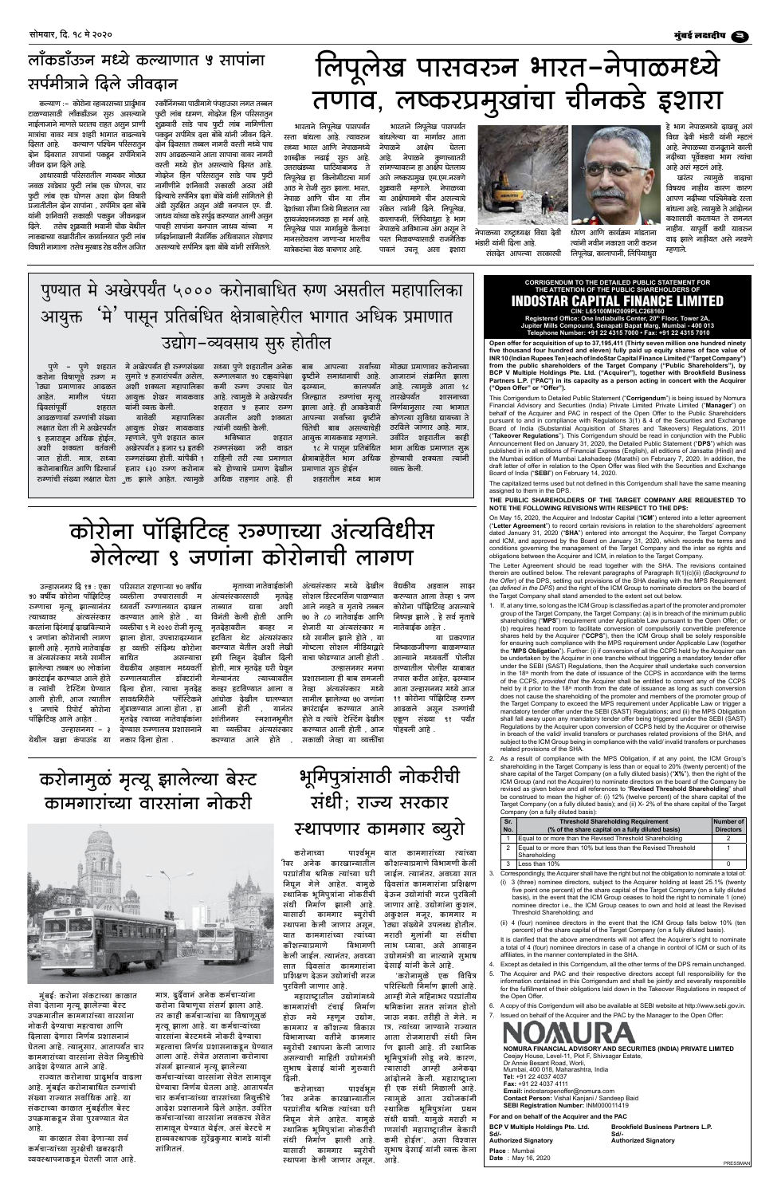# लॉकडाऊन मध्ये कल्याणात ५ सापांना सर्पमित्राने दिले जीवदान

कल्याण :- कोरोना व्हायरसच्या प्रादुर्भाव टाळण्यासाठी लॉकडॉऊन सुरु असल्याने नाईलाजाने माणसे घरातच राहत असुन प्राणी मात्रांचा वावर मात्र शहरी भागात वाढल्याचे दिसत आहे. कल्याण पश्चिम परिसरातुन दोन दिवसात सापांना पकडुन सर्पमित्राने जीवन दान दिले आहे.

आधारवाडी परिसरातील गायकर मोहल्ला जवळ साखवर फुटी लांब एक घोणस, चार फुट लांब एक घोणस अशा दोन विषारी प्रजातीतील दोन सापांना, सर्पमित्र दत्ता बोंबे यांनी शनिवारी सकाळी पकडुन जीवनदान दिले. तसेच शुक्रवारी भवानी चौक येथील लाकडाच्या वखारीतील कार्यालयात पाच फुट लांब विषारी नागाला तसेच मुरबाड रोड वरील अजित स्कॉनिंगच्या पाठीमागे पंपहाऊस लगत तब्बल फुटी लांब धामण, गोव्हेडन हिल परिसरातुन शुक्रवारी साडे पाच फुटी लांब नागीणीला पकडुन सर्पमित्र दत्ता बोंबे यांनी जीवन दिले. दोन दिवसात तब्बल नागरी वस्ती मध्ये पाच साप आढळल्याने आता सापाचा वावर नागरी वस्ती मध्ये होत असल्याचे दिसत आहे. गोव्हेडन हिल परिसरातुन साडे पाच फुटी नागीणीचे शनिवारी सकाळी अठरा अंडी दिल्याचे सर्पमित्र दत्ता बोंबे यांनी सांगितले ते अंडी सुरक्षित असुन अंडी वनपाल एम. डी. जाधव यांच्या कडे सुपुर्द करण्यात आली असुन पाचही सापांना वनपाल जाधव यांच्या मार्गदर्शनाखाली नैसर्गिक अधिवासात सोडणार असल्याचे सर्पमित्र दत्ता बोंबे यांनी सांगितले.

# लिपूलेख पासवरुन भारत–नेपाळमध्ये तणाव, लष्करप्रमुखांचा चीनकडे इशारा

भारताने लिपुलेख पासपर्यंत रस्ता बांधला आहे. त्यावरुन सध्या भारत आणि नेपाळमध्ये शाब्दिक लढाई सुरु आहे. उत्तराखंड्या धारचिलामध्ये ते लिपुलेख हा किलोमीटरचा मार्ग आहे ने रोजी सुरु झाला. भारत, नेपाळ आणि चीन या तीन देशांच्या सीमा जिथे मिळतात त्या ट्रायजंक्शनजवळ हा मार्ग आहे. लिपुलेख पास मार्गमुळे कैलाश मानसरोवरला जाणाऱ्या भारतीय यात्रेकरुंचा वेळ वाचणार आहे.

भारताने लिपुलेख पासपर्यंत बांधलेल्या या मार्गावर आता नेपाळने आक्षेप घेतला आहे. नेपाळने कुणाच्यातरी सांगण्यावरुन हा आक्षेप घेतलाय असे लष्करप्रमुख एम.एम.नरवणे शुक्रवारी म्हणाले. नेपाळच्या या आक्षेपामागे चीन असल्याचे संकेत त्यांनी दिले. लिपुलेख, कालापानी, लिंपियाधुरा हे भाग नेपाळच्या अविभाज्य अंग असून ते परत मिळवण्यासाठी राजनैतिक पावलं उचलू असा इशारा नेपाळच्या राष्ट्राध्यक्ष विद्या देवी भंडारी यांनी दिला आहे. संसदेत आपल्या सरकारची धोरण आणि कार्यक्रम मांडताना त्यांनी नवीन नकाशा जारी करुन लिपुलेख, कालापानी, लिंपियाधुरा हे भाग नेपाळमध्ये दाखवू असं विद्या देवी भंडारी यांनी म्हटलं आहे. नेपाळच्या राजदूताने काली नदीच्या पूर्वेकडचा भाग त्यांचा आहे असं म्हटलं आहे.

खरंतर त्यामुळे वादाचा विषयच नाहीय कारण कारण आपण नदीच्या पश्चिमेकडे रस्ता बांधला आहे. त्यामुळे हे आंदोलन कशासाठी करतायत ते समजत नाहीय. यापूर्वी कधी यावरुन वाद झाले नाहीयत असे नरवणे म्हणाले.

# पुण्यात मे अखेरपर्यंत ५००० करोनाबाधित रुग्ण असतील महापालिका आयुक्त 'मे' पासून प्रतिबंधित क्षेत्राबाहेरील भागात अधिक प्रमाणात उद्योग–व्यवसाय सुरु होतील

पुणे - पुणे शहरात करोना विषाणूचे रुग्ण म त्येचा प्रमाणावर आढळत आहेत. मागील पंधरा दिवसांपूर्वी शहरात आढळणाऱ्या रुग्णांची संख्या लक्षात घेता ती मे अखेरपर्यंत ९ हजाराहून अधिक होईल, अशी शक्यता वर्तवली जात होती. मात्र, सध्या करोनाबाधित आणि डिस्चार्ज रुग्णांची संख्या लक्षात घेता मे अखेरपर्यंत ही रुग्णसंख्या सुमारे ५ हजारांपर्यंत असेल, अशी शक्यता महापालिका आयुक्त शेखर गायकवाड यांनी व्यक्त केली.

याबैठी महापालिका आयुक्त शेखर गायकवाड म्हणाले, पुणे शहरात काल अखेरपर्यंत ३ हजार ९३ इतकी रुग्णसंख्या होती. यांपैकी १ हजार ६३० रुग्ण करोना मुक्त झाले आहेत. त्यामुळे सध्या पुणे शहरातील अनेक रुग्णालयात ५० टक्क्यापेक्षा कमी रुग्ण उपचार घेत आहे. त्यामुळे मे अखेरपर्यंत शहरात ५ हजार रुग्ण असतील अशी शक्यता त्यांनी व्यक्त केली.

भविष्यात शहरात रुग्णसंख्या जरी वाढत राहिली तरी त्या प्रमाणात बरे होण्याचे प्रमाण देखील अधिक राहणार आहे. ही बाब आपल्या सर्वांच्या दृष्टीने समाधानाची आहे. दरम्यान, कालपर्यंत जिल्ह्यात रुग्णांचा मृत्यू झाला आहे. ही आकडेवारी आपल्या सर्वांच्या दृष्टीने चिंतेची बाब असल्याचेही आयुक्त गायकवाड म्हणाले.

१८ मे पासून प्रतिबंधित क्षेत्राबाहेरील भाग अधिक प्रमाणात सुरु होईल शहरातील मध्य भाग मोठ्या प्रमाणावर करोनाच्या आजाराने संक्रमित झाला आहे. त्यामुळे आता १८ तारखेपर्यंत शासनाच्या निर्णयानुसार त्या भागात कोणत्या सुविधा द्याव्या ते ठरविले जाणार आहे. मात्र, उर्वरित शहरातील काही भाग अधिक प्रमाणात सुरु होण्याची शक्यता त्यांनी व्यक्त केली.

# कोरोना पॉझिटिव्ह रुग्णाच्या अंत्यविधीस गेलेल्या ९ जणांना कोरोनाची लागण

उल्हासनगर दि १७ : एका ७० वर्षीय कोरोना पॉझिटिव्ह रुग्णाचा मृत्यू झाल्यानंतर त्याच्यावर अंत्यसंस्कार करताना दिरंगाई झाल्यानं व अंत्यसंस्कार मध्ये सामील झालेल्या तब्बल ७० लोकांना क्वारंटाईन करण्यात आले व त्यांची टेस्टिंग घेण्यात आली होती. आज त्यातील ९ जणांचे रिपोर्ट कोरोना पॉझिटिव्ह आले आहेत.

उल्हासनगर - ३ येथील खन्ना कंपाऊंड या परिसरात राहणाऱ्या ७० वर्षीय व्यक्तीला उपचारासाठी म ध्यवर्ती रुग्णालयात दाखल करण्यात आले होते, या व्यक्तीचा ९ मे २०२० रोजी मृत्यू झाला होता, उपचाराद्रम्यान हा व्यक्ती संदिग्ध कोरोना बाधित असल्याचा वैद्यकीय अहवाल मध्यवर्ती रुग्णालयातील डॉक्टरांनी दिला होता, त्याचा मृतदेह सावधगिरीने प्लॅस्टिकने गुंडाळण्यात आला होता, हा मृतदेह त्यांच्या नातेवाईकांना देण्यास रुग्णालय प्रशासनाने नकार दिला होता.

मृताच्या नातेवाईकांनी अंत्यसंस्कारासाठी मृतदेह ताब्यात द्यावा अशी विनंती केली होती आणि मृतदेहावरील कव्हर न हटविता थेट अंत्यसंस्कार करण्यात येतील अशी लेखी हमी लिहून देखील दिली होती, मात्र मृतदेह घरी घेवून गेल्यानंतर त्याच्यावरील कव्हर हटविण्यात आला व आंघोळ देखील घालण्यात आली होती, यानंतर शांतिनगर स्मशानभूमीत या व्यक्तीवर अंत्यसंस्कार करण्यात आले होते, अंत्यसंस्कार मध्ये देखील सोशल डिस्टन्सिंग पाळण्यात आले नव्हते व मृताचे तब्बल ७० ते ८० नातेवाईक आणि शेजारी या अंत्यसंस्कार म ध्ये सामील झाले होते, या गोष्टीचा सोशल मीडियावरील व्हिडिओ व्हायरल झाल्याने याचा भांडाफोड झाला होता.

उल्हासनगर मनपा प्रशासनाला ही बाब समजली तेव्हा अंत्यसंस्कार मध्ये सामील झालेल्या ७० जणांना क्वारंटाईन करण्यात आले होते व त्यांचे टेस्टिंग देखील करण्यात आली होती, आज सकाळी जेव्हा या व्यक्तींचा वैद्यकीय अहवाल सादर करण्यात आला तेव्हा ९ जण कोरोना पॉझिटिव्ह असल्याचे निष्पन्न झाले, हे सर्व मृताचे नातेवाईक आहेत.

या प्रकरणात निष्काळजीपणा बाळगण्यात आल्याने मध्यवर्ती पोलीस ठाण्यातील पोलीस याबाबत तपास करीत आहेत, दरम्यान आता उल्हासनगर मध्ये आज ११ कोरोना पॉझिटिव्ह रुग्ण आढळले असून रुग्णांची एकूण संख्या ९१ पर्यंत पोहचली आहे.

# करोनामुळं मृत्यू झालेल्या बेस्ट कामगारांच्या वारसांना नोकरी

मुंबई: करोना संकटाच्या काळात सेवा देताना मृत्यू झालेल्या बेस्ट उपक्रमातील कामगारांच्या वारसांना नोकरी देण्याचा महत्त्वाचा आणि दिलासा देणारा निर्णय प्रशासनानं घेतला आहे. त्यानुसार, आतापर्यंत चार कामगारांच्या वारसांना सेवेत नियुक्तीचे आदेश देण्यात आले आहे.

राज्यात करोनाचा प्रादुर्भाव वाढला आहे. मुंबईत करोनाबाधित रुग्णांची संख्या राज्यात सर्वाधिक आहे. या संकटाच्या काळात मुंबईतील बेस्ट उपक्रमाकडून सेवा पुरवण्यात येत आहे.

या काळात सेवा देणाऱ्या सर्व कर्मचाऱ्यांच्या सुरक्षेची खबरदारी व्यवस्थापनाकडून घेतली जात आहे. मात्र, दुर्दैवानं अनेक कर्मचाऱ्यांना करोना विषाणूचा संसर्ग झाला आहे. तर काही कर्मचाऱ्यांचा या विषाणूमुळं मृत्यू झाला आहे. या कर्मचाऱ्यांच्या वारसांना बेस्टमध्ये नोकरी देण्याचा महत्त्वाचा निर्णय प्रशासनाकडून घेण्यात आला आहे. सेवेत असताना करोनाचा संसर्ग झाल्यानं मृत्यू झालेल्या कर्मचाऱ्यांच्या वारसांना सेवेत सामावून घेण्याचा निर्णय घेतला आहे. आतापर्यंत चार कर्मचाऱ्यांच्या वारसांना नियुक्तीचे आदेश प्रशासनाने दिले आहेत. उर्वरित कर्मचाऱ्यांच्या वारसांना लवकरच सेवेत सामावून घेण्यात येईल, असं बेस्टचे म हाव्यवस्थापक सुरेंद्रकुमार बागडे यांनी सांगितलं.

# भूमिपुत्रांसाठी नोकरीची संधी; राज्य सरकार स्थापणार कामगार ब्युरो

करोनाच्या पार्श्वभूमीवर अनेक कारखान्यातील परप्रांतीय श्रमिक त्यांच्या घरी निघून गेले आहेत. यामुळे स्थानिक भूमिपुत्रांना नोकरीची संधी निर्माण झाली आहे. यासाठी कामगार ब्युरोची स्थापना केली जाणार असून, यात कामगारांच्या त्यांच्या कौशल्याप्रमाणे विभागणी केली जाईल. त्यानंतर, अवघ्या सात दिवसांत कामगारांना प्रशिक्षण देऊन उद्योगांची गरज पुरविली जाणार आहे.

महाराष्ट्रातील उद्योगांमध्ये कामगारांची टंचाई निर्माण होऊ नये म्हणून उद्योग, कामगार व कौशल्य विकास विभागाच्या वतीने कामगार ब्युरोची स्थापना केली जाणार असल्याची माहिती उद्योगमंत्री सुभाष देसाई यांनी गुरुवारी दिली.

करोनाच्या पार्श्वभूमीवर अनेक कारखान्यातील परप्रांतीय श्रमिक त्यांच्या घरी निघून गेले आहेत. यामुळे स्थानिक भूमिपुत्रांना नोकरीची संधी निर्माण झाली आहे. यासाठी कामगार ब्युरोची स्थापना केली जाणार असून, यात कामगारांच्या त्यांच्या कौशल्याप्रमाणे विभागणी केली जाईल. त्यानंतर, अवघ्या सात दिवसात कामगारांना प्रशिक्षण देऊन उद्योगांची गरज पुरविली जाणार आहे. उद्योगांना कुशल, अकुशल मजूर, कामगार म ोठ्या संख्येने उपलब्ध होतील. मराठी मुलांनी या संधीचा लाभ घ्यावा, असे आवाहन उद्योगमंत्री या नात्याने सुभाष देसाई यांनी केले आहे.

'करोनामुळे एक विचित्र परिस्थिती निर्माण झाली आहे. आम्ही गेले महिनाभर परप्रांतीय श्रमिकांना सतत सांगत होतो जाऊ नका. तरीही ते गेले. म त्र, त्यांच्या जाण्याने राज्यात आता रोजगाराची संधी निर्माण झाली आहे. ती स्थानिक भूमिपुत्रांनी सोडू नये. कारण, त्यासाठी आम्ही अनेकदा आंदोलने केली. महाराष्ट्राला ही एक संधी मिळाली आहे. त्यामुळे आता उद्योजकांनी स्थानिक भूमिपुत्रांना प्रथम संधी द्यावी. यामुळे मराठी म ाणसांची महाराष्ट्रातील बेकारी कमी होईल', असा विश्वास सुभाष देसाई यांनी व्यक्त केला आहे.

---

**CORRIGENDUM TO THE DETAILED PUBLIC STATEMENT FOR THE ATTENTION OF THE PUBLIC SHAREHOLDERS OF**

## INDOSTAR CAPITAL FINANCE LIMITED

**CIN: L65100MH2009PLC268160**
**Registered Office: One Indiabulls Centre, 20th Floor, Tower 2A, Jupiter Mills Compound, Senapati Bapat Marg, Mumbai - 400 013**
**Telephone Number: +91 22 4315 7000 • Fax: +91 22 4315 7010**

**Open offer for acquisition of up to 37,195,411 (Thirty seven million one hundred ninety five thousand four hundred and eleven) fully paid up equity shares of face value of INR 10 (Indian Rupees Ten) each of IndoStar Capital Finance Limited ("Target Company") from the public shareholders of the Target Company ("Public Shareholders"), by BCP V Multiple Holdings Pte. Ltd. ("Acquirer"), together with Brookfield Business Partners L.P. ("PAC") in its capacity as a person acting in concert with the Acquirer ("Open Offer" or "Offer").**

This Corrigendum to Detailed Public Statement ("**Corrigendum**") is being issued by Nomura Financial Advisory and Securities (India) Private Limited ("**Manager**") on behalf of the Acquirer and PAC in respect of the Open Offer to the Public Shareholders pursuant to and in compliance with Regulations 3(1) & 4 of the Securities and Exchange Board of India (Substantial Acquisition of Shares and Takeovers) Regulations, 2011 ("**Takeover Regulations**"). This Corrigendum should be read in conjunction with the Public Announcement filed on January 31, 2020, the Detailed Public Statement ("**DPS**") which was published in in all editions of Financial Express (English), all editions of Jansatta (Hindi) and the Mumbai edition of Mumbai Lakshadeep (Marathi) on February 7, 2020. In addition, the draft letter of offer in relation to the Open Offer was filed with the Securities and Exchange Board of India ("**SEBI**") on February 14, 2020.

The capitalized terms used but not defined in this Corrigendum shall have the same meaning assigned to them in the DPS.

**THE PUBLIC SHAREHOLDERS OF THE TARGET COMPANY ARE REQUESTED TO NOTE THE FOLLOWING REVISIONS WITH RESPECT TO THE DPS:**

On May 15, 2020, the Acquirer and Indostar Capital ("**ICM**") entered into a letter agreement ("**Letter Agreement**") to record certain revisions in relation to the shareholders' agreement dated January 31, 2020 ("**SHA**") entered into amongst the Acquirer, the Target Company and ICM, and approved by the Board on January 31, 2020, which records the terms and conditions governing the management of the Target Company and the inter se rights and obligations between the Acquirer and ICM, in relation to the Target Company.

The Letter Agreement should be read together with the SHA. The revisions contained therein are outlined below. The relevant paragraphs of Paragraph II(1)(c)(ii) (*Background to the Offer*) of the DPS, setting out provisions of the SHA dealing with the MPS Requirement (*as defined in the DPS*) and the right of the ICM Group to nominate directors on the board of the Target Company shall stand amended to the extent set out below.

1. If, at any time, so long as the ICM Group is classified as a part of the promoter and promoter group of the Target Company, the Target Company: (a) is in breach of the minimum public shareholding ("**MPS**") requirement under Applicable Law pursuant to the Open Offer; or (b) requires head room to facilitate conversion of compulsorily convertible preference shares held by the Acquirer ("**CCPS**"), then the ICM Group shall be solely responsible for ensuring such compliance with the MPS requirement under Applicable Law (together the "**MPS Obligation**"). Further: (i) if conversion of all the CCPS held by the Acquirer can be undertaken by the Acquirer in one tranche without triggering a mandatory tender offer under the SEBI (SAST) Regulations, then the Acquirer shall undertake such conversion in the 18th month from the date of issuance of the CCPS in accordance with the terms of the CCPS, *provided that* the Acquirer shall be entitled to convert any of the CCPS held by it prior to the 18th month from the date of issuance as long as such conversion does not cause the shareholding of the promoter and members of the promoter group of the Target Company to exceed the MPS requirement under Applicable Law or trigger a mandatory tender offer under the SEBI (SAST) Regulations; and (ii) the MPS Obligation shall fall away upon any mandatory tender offer being triggered under the SEBI (SAST) Regulations by the Acquirer upon conversion of CCPS held by the Acquirer or otherwise in breach of the valid/ invalid transfers or purchases related provisions of the SHA, and subject to the ICM Group being in compliance with the valid/ invalid transfers or purchases related provisions of the SHA.
2. As a result of compliance with the MPS Obligation, if at any point, the ICM Group's shareholding in the Target Company is less than or equal to 20% (twenty percent) of the share capital of the Target Company (on a fully diluted basis) ("**X%**"), then the right of the ICM Group (and not the Acquirer) to nominate directors on the board of the Company be revised as given below and all references to "**Revised Threshold Shareholding**" shall be construed to mean the higher of: (i) 12% (twelve percent) of the share capital of the Target Company (on a fully diluted basis); and (ii) X- 2% of the share capital of the Target Company (on a fully diluted basis):

| Sr. No. | Threshold Shareholding Requirement (% of the share capital on a fully diluted basis) | Number of Directors |
|---|---|---|
| 1 | Equal to or more than the Revised Threshold Shareholding | 2 |
| 2 | Equal to or more than 10% but less than the Revised Threshold Shareholding | 1 |
| 3 | Less than 10% | 0 |

3. Correspondingly, the Acquirer shall have the right but not the obligation to nominate a total of:
   (i) 3 (three) nominee directors, subject to the Acquirer holding at least 25.1% (twenty five point one percent) of the share capital of the Target Company (on a fully diluted basis), in the event that the ICM Group ceases to hold the right to nominate 1 (one) nominee director i.e., the ICM Group ceases to own and hold at least the Revised Threshold Shareholding; and
   (ii) 4 (four) nominee directors in the event that the ICM Group falls below 10% (ten percent) of the share capital of the Target Company (on a fully diluted basis).

   It is clarified that the above amendments will not affect the Acquirer's right to nominate a total of 4 (four) nominee directors in case of a change in control of ICM or such of its affiliates, in the manner contemplated in the SHA.
4. Except as detailed in this Corrigendum, all the other terms of the DPS remain unchanged.
5. The Acquirer and PAC and their respective directors accept full responsibility for the information contained in this Corrigendum and shall be jointly and severally responsible for the fulfillment of their obligations laid down in the Takeover Regulations in respect of the Open Offer.
6. A copy of this Corrigendum will also be available at SEBI website at http://www.sebi.gov.in.
7. Issued on behalf of the Acquirer and the PAC by the Manager to the Open Offer:

**NOMURA**

**NOMURA FINANCIAL ADVISORY AND SECURITIES (INDIA) PRIVATE LIMITED**
Ceejay House, Level-11, Plot F, Shivsagar Estate,
Dr Annie Besant Road, Worli,
Mumbai, 400 018, Maharashtra, India
**Tel:** +91 22 4037 4037
**Fax:** +91 22 4037 4111
**Email:** indostaropenoffer@nomura.com
**Contact Person:** Vishal Kanjani / Sandeep Baid
**SEBI Registration Number:** INM000011419

**For and on behalf of the Acquirer and the PAC**

| BCP V Multiple Holdings Pte. Ltd. | Brookfield Business Partners L.P. |
|---|---|
| Sd/- | Sd/- |
| Authorized Signatory | Authorized Signatory |

**Place** : Mumbai
**Date** : May 16, 2020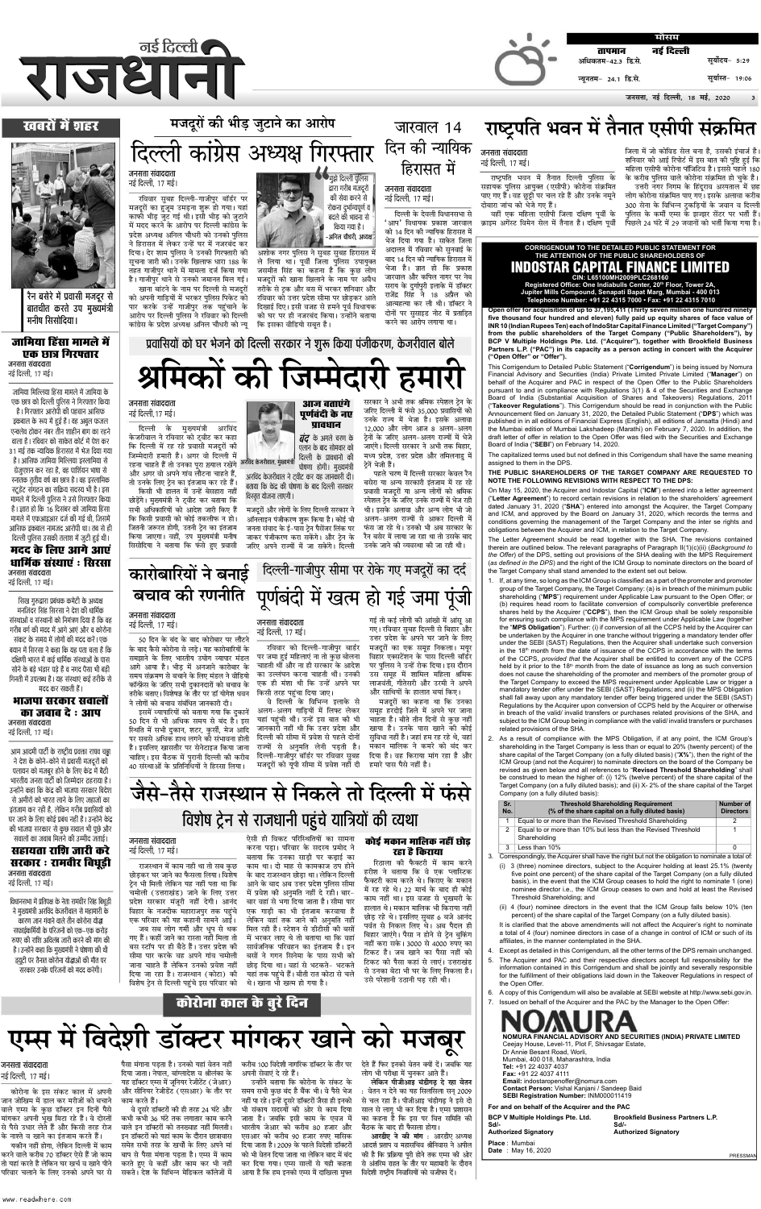# नई दिल्ली राजधानी

**मौसम**
तापमान — नई दिल्ली
अधिकतम- 42.3 डि.से. — सूर्योदय- 5:29
न्यूनतम- 24.1 डि.से. — सूर्यास्त- 19:06

## खबरों में शहर

रैन बसेरे में प्रवासी मजदूर से बातचीत करते उप मुख्यमंत्री मनीष सिसोदिया।

### जामिया हिंसा मामले में एक छात्र गिरफ्तार

जनसत्ता संवाददाता
नई दिल्ली, 17 मई।

जामिया मिल्लिया हिंसा मामले में जामिया के एक छात्र को दिल्ली पुलिस ने गिरफ्तार किया है। गिरफ्तार आरोपी की पहचान आसिफ इकबाल के रूप में हुई है। वह अबुल फजल एन्क्लेव ठोकर नंबर तीन शाहीन बाग का रहने वाला है। रविवार को साकेत कोर्ट में पेश कर 31 मई तक न्यायिक हिरासत में भेज दिया गया है। आसिफ जामिया मिल्लिया इस्लामिया से ग्रेजुएशन कर रहा है, वह पार्शियन भाषा से स्नातक तृतीय वर्ष का छात्र है। वह इस्लामिक स्टूडेंट संगठन का सक्रिय सदस्य भी है। इस मामले में दिल्ली पुलिस ने उसे गिरफ्तार किया है। छात्र ने 16 दिसंबर को जामिया हिंसा मामले में एफआइआर दर्ज की गई थी, जिसमें अभिषेक इकबाल नामजद आरोपी था। तब से ही दिल्ली पुलिस उसकी तलाश में जुटी हुई थी।

### मदद के लिए आगे आएं धार्मिक संस्थाएं : सिरसा

जनसत्ता संवाददाता
नई दिल्ली, 17 मई।

सिख गुरुद्वारा प्रबंधक कमेटी के अध्यक्ष मनजिंदर सिंह सिरसा ने देश की धार्मिक संस्थाओं व संस्थानों को निमंत्रण दिया है कि वह गरीब वर्ग की मदद में आगे आएं और व कोरोना संकट के समय में लोगों की मदद करें। एक बयान में सिरसा ने कहा कि यह पता चला है कि दक्षिणी भारत में कई धार्मिक संस्थाओं के पास सोने के बड़े भंडार पड़े हैं व नगद पैसा भी बड़ी गिनती में उपलब्ध है। वह संस्था कई वर्गों से मदद कर सकती है।

### भाजपा सरकार सवालों का जवाब दे : आप

जनसत्ता संवाददाता
नई दिल्ली, 17 मई।

आम आदमी पार्टी के राष्ट्रीय प्रवक्ता राघव चड्ढा ने देश के कोने-कोने से प्रवासी मजदूरों को पलायन को मजबूर होने के लिए केंद्र में बैठी भारतीय जनता पार्टी को जिम्मेदार ठहराया है। उन्होंने कहा कि केंद्र की भाजपा सरकार विदेश से अमीरों को भारत लाने के लिए जहाजों का इंतजाम कर रही है, लेकिन गरीब प्रवासियों को घर जाने के लिए कोई प्रबंध नहीं है। उन्होंने केंद्र की भाजपा सरकार से कुछ सवाल भी पूछे और सवालों का जवाब मिलने की उम्मीद जताई।

### सहायता राशि जारी करे सरकार : रामवीर बिधूड़ी

जनसत्ता संवाददाता
नई दिल्ली, 17 मई।

विधानसभा में प्रतिपक्ष के नेता रामवीर सिंह बिधूड़ी ने मुख्यमंत्री अरविंद केजरीवाल से महामारी के कारण जान गंवाने वाले तीन कोरोना योद्धा सफाईकर्मियों के परिजनों को एक-एक करोड़ रुपए की राशि अविलंब जारी करने की मांग की है। उन्होंने कहा कि मुख्यमंत्री ने घोषणा की थी इड्डूटी पर तैनात कोरोना योद्धाओं की मौत पर सरकार उनके परिजनों को मदद करेगी।

## मजदूरों की भीड़ जुटाने का आरोप

# दिल्ली कांग्रेस अध्यक्ष गिरफ्तार

जनसत्ता संवाददाता
नई दिल्ली, 17 मई।

रविवार सुबह दिल्ली-गाजीपुर बॉर्डर पर मजदूरों का हुजूम उमड़ना शुरू हो गया। यहां काफी भीड़ जुट गई थी। इसी भीड़ को जुटाने में मदद करने के आरोप पर दिल्ली कांग्रेस के प्रदेश अध्यक्ष अनिल चौधरी को उनको पुलिस ने हिरासत में लेकर उन्हें घर में नजरबंद कर दिया। देर शाम पुलिस ने उनकी गिरफ्तारी की सूचना जारी की। उनके खिलाफ धारा 188 के तहत गाजीपुर थाने में मामला दर्ज किया गया है। गाजीपुर थाने से उनको जमानत मिल गई।

खाना बांटने के नाम पर दिल्ली से मजदूरों को अपनी गाड़ियों में भरकर पुलिस पिकेट को पार करके उन्हें गाजीपुर तक पहुंचाने के आरोप पर दिल्ली पुलिस ने रविवार को दिल्ली कांग्रेस के प्रदेश अध्यक्ष अनिल चौधरी को

> "मुझे दिल्ली पुलिस द्वारा गरीब मजदूरों की सेवा करने से रोकना दुर्भाग्यपूर्ण व बदले की भावना से किया गया है।"
> —अनिल चौधरी, अध्यक्ष

अशोक नगर पुलिस ने सुबह सुबह हिरासत में ले लिया था। पूर्वी जिला पुलिस उपायुक्त जसमीत सिंह का कहना है कि कुछ लोग मजदूरों को खाना खिलाने के नाम पर अवैध तरीके से ट्रक और बस में भरकर शनिवार और रविवार को उत्तर प्रदेश सीमा पर छोड़कर आते दिखाई दिए। इसी वजह से हमने पूर्व विधायक को घर पर ही नजरबंद किया। उन्होंने बताया कि इसका वीडियो सबूत है।

## जारवाल 14 दिन की न्यायिक हिरासत में

जनसत्ता संवाददाता
नई दिल्ली, 17 मई।

दिल्ली के देवली विधानसभा से 'आप' विधायक प्रकाश जारवाल को 14 दिन की न्यायिक हिरासत में भेज दिया गया है। साकेत जिला अदालत में रविवार को सुनवाई के बाद 14 दिन की न्यायिक हिरासत में भेजा है। ज्ञात हो कि प्रकाश जारवाल और कपिल नागर पर नेब सराय के दुर्गापुरी इलाके में डॉक्टर राजेंद्र सिंह ने 18 अप्रैल को आत्महत्या कर ली थी। डॉक्टर ने दोनों पर सुसाइड नोट में प्रताड़ित करने का आरोप लगाया था।

# राष्ट्रपति भवन में तैनात एसीपी संक्रमित

जनसत्ता संवाददाता
नई दिल्ली, 17 मई।

राष्ट्रपति भवन में तैनात दिल्ली पुलिस के सहायक पुलिस आयुक्त (एसीपी) कोरोना संक्रमित पाए गए हैं। वह छुट्टी पर चल रहे हैं और उनके नमूने दोबारा जांच को भेजे गए हैं।

वहीं एक महिला एसीपी जिला दक्षिण पूर्वी के क्राइम अगेंस्ट विमेन सेल में तैनात है। दक्षिण पूर्वी जिला में जो कोविड सेल बना है, उसकी इंचार्ज हैं। शनिवार को आई रिपोर्ट में इस बात की पुष्टि हुई कि महिला एसीपी कोरोना पॉजिटिव है। इससे पहले 180 के करीब पुलिस वाले कोरोना संक्रमित हो चुके हैं।

उत्तरी नगर निगम के हिंदूराव अस्पताल में छह लोग कोरोना संक्रमित पाए गए। इसके अलावा करीब 300 सेना के विभिन्न टुकड़ियों के जवान व दिल्ली पुलिस के कर्मी एम्स के इन्डोर सेंटर पर भर्ती हैं। पिछले 24 घंटे में 29 जवानों को भर्ती किया गया है।

## प्रवासियों को घर भेजने को दिल्ली सरकार ने शुरू किया पंजीकरण, केजरीवाल बोले

# श्रमिकों की जिम्मेदारी हमारी

जनसत्ता संवाददाता
नई दिल्ली, 17 मई।

दिल्ली के मुख्यमंत्री अरविंद केजरीवाल ने रविवार को ट्वीट कर कहा कि दिल्ली में रह रहे प्रवासी मजदूरों की जिम्मेदारी हमारी है। अगर वो दिल्ली में रहना चाहते हैं तो उनका पूरा ख्याल रखेंगे और अगर वो अपने गांव लौटना चाहते हैं, तो उनके लिए ट्रेन का इंतजाम कर रहे हैं। किसी भी हालत में उन्हें बेसहारा नहीं छोड़ेंगे। मुख्यमंत्री ने ट्वीट कर बताया कि सभी अधिकारियों को आदेश जारी किए हैं कि किसी प्रवासी को कोई तकलीफ न हो। जितनी जरूरत होगी, उतनी ट्रेन का इंतजाम किया जाएगा। वहीं, उप मुख्यमंत्री मनीष सिसोदिया ने बताया कि फंसे हुए प्रवासी

अरविंद केजरीवाल, मुख्यमंत्री

**आज बताएंगे पूर्णबंदी के नए प्रावधान**

**बंद** के अगले चरण के ऐलान के बाद सोमवार को दिल्ली के प्रावधानों की घोषणा होगी। मुख्यमंत्री अरविंद केजरीवाल ने ट्वीट कर यह जानकारी दी। बताया कि केंद्र की घोषणा के बाद दिल्ली सरकार विस्तृत योजना लाएगी।

मजदूरों और लोगों के लिए दिल्ली सरकार ने ऑनलाइन पंजीकरण शुरू किया है। कोई भी जनता संवाद केंद्र एप के पैसेंजर लिंक पर जाकर पंजीकरण करा सकेंगे। और ट्रेन के जरिए अपने राज्यों में जा सकेंगे। दिल्ली

सरकार ने अभी तक श्रमिक स्पेशल ट्रेन के जरिए दिल्ली में फंसे 35,000 प्रवासियों को उनके राज्य में भेजा है। इसके अलावा 12,000 और लोग आज 8 अलग-अलग ट्रेनों के जरिए अलग-अलग राज्यों में भेजे जाएंगे। दिल्ली सरकार ने अभी तक बिहार, मध्य प्रदेश, उत्तर प्रदेश और तमिलनाडु में ट्रेनें भेजी हैं।

पहले चरण में दिल्ली सरकार केवल रैन बसेरा या अन्य सरकारी इंतजाम में रह रहे प्रवासी मजदूरों या अन्य लोगों को श्रमिक स्पेशल ट्रेन के जरिए उनके राज्यों में भेज रही थी। इसके अलावा और अन्य लोग भी जो अलग-अलग राज्यों में आकर दिल्ली में फंस गए थे। उनको भी अब सरकार के रैन बसेरे में लाया जा रहा था तो उसके बाद उनके जाने की व्यवस्था की जा रही थी।

## कारोबारियों ने बनाई बचाव की रणनीति

जनसत्ता संवाददाता
नई दिल्ली, 17 मई।

50 दिन के बंद के बाद कारोबार पर लौटने के बाद कैसे कोरोना से लड़ें। यह कारोबारियों के समक्ष पैदा होने वाली चुनौती भारतीय उद्योग व्यापार मंडल के सामने आ गई है। भीड़ में अनजाने कारोबार के समय संक्रमण से बचाने के लिए मंडल ने वीडियो कॉन्फ्रेंस के जरिए सभी दुकानदारों को बचाव के तरीके बताए। विशेषज्ञ के तौर पर डॉ योगेश चंद्रा ने लोगों को बचाव संबंधित जानकारी दी।

इसमें व्यापारियों को बताया गया कि दुकानें 50 दिन से भी अधिक समय से बंद हैं। इस स्थिति में सभी दुकान, शटर, कुर्सी, मेज आदि पर सबसे अधिक हाथ लगाने की संभावना होती है। इसलिए खासतौर पर सेनेटाइज किया जाना चाहिए। इस बैठक में पुरानी दिल्ली की करीब 40 संस्थाओं के प्रतिनिधियों ने हिस्सा लिया।

## दिल्ली-गाजीपुर सीमा पर रोके गए मजदूरों का दर्द

# पूर्णबंदी में खत्म हो गई जमा पूंजी

जनसत्ता संवाददाता
नई दिल्ली, 17 मई।

रविवार को दिल्ली-गाजीपुर बार्डर पर जमा हुईं महिलाएं ना तो कुछ बोलना चाहती थीं और ना ही सरकार के आदेश का उल्लंघन करना चाहती थीं। उनकी एक ही मंशा थी कि उन्हें अपने घर किसी तरह पहुंचा दिया जाए।

वे दिल्ली के विभिन्न इलाके से अलग-अलग गाड़ियों में लिफ्ट लेकर यहां पहुंची थीं। उन्हें इस बात की भी जानकारी नहीं थी कि उत्तर प्रदेश और दिल्ली की सीमा में प्रवेश से पहले दोनों राज्यों से अनुमति लेनी पड़ती है। दिल्ली-गाजीपुर बॉर्डर पर रविवार सुबह मजदूरों की पूरी सीमा में प्रवेश नहीं दी

गई तो कई लोगों की आंखों में आंसू आ गए। रविवार सुबह दिल्ली से बिहार और उत्तर प्रदेश के अपने घर जाने के लिए मजदूरों का एक समूह निकला। मयूर विहार एक्सटेंशन के पास दिल्ली बॉर्डर पर पुलिस ने उन्हें रोक दिया। इस दौरान उस समूह में शामिल महिला अमिता लाजवंती, गीतेश्वरी और उरमी ने अपने और साथियों के हालात का बयां किए।

मजदूरों का कहना था कि उनका समूह हरदोई जिले में अपने घर जाना चाहता है। बीते तीन दिनों से कुछ नहीं खाया है। उनके पास खाने की कोई सुविधा नहीं है। जहां हम रह रहे थे, वहां मकान मालिक ने कमरे को बंद कर दिया है। वह किराया मांग रहा है और हमारे पास पैसे नहीं है।

## जैसे-तैसे राजस्थान से निकले तो दिल्ली में फंसे

### विशेष ट्रेन से राजधानी पहुंचे यात्रियों की व्यथा

जनसत्ता संवाददाता
नई दिल्ली, 17 मई।

राजस्थान में काम नहीं था तो सब कुछ छोड़कर घर जाने का फैसला लिया। विशेष ट्रेन भी मिली लेकिन पता नहीं था कि चमोली (उत्तराखंड) जाने के लिए, उत्तर प्रदेश सरकार मंजूरी नहीं देगी। आनंद विहार के नजदीक महाराजपुर तक पहुंचे एक परिवार की यह कहानी सामने आई।

जब सब लोग गर्मी और धूप से थक गए हैं। कहीं जाने का रास्ता नहीं मिला तो बस स्टॉप पर ही बैठ गए हैं। उत्तर प्रदेश की सीमा पार करके वह अपने गांव चमोली जाना चाहते हैं लेकिन उनको प्रवेश नहीं दिया जा रहा है। राजस्थान (कोटा) से विशेष ट्रेन से दिल्ली पहुंचे इस परिवार को

ऐसी ही विकट परिस्थितियों का सामना करना पड़ा। परिवार के सदस्य प्रमोद ने बताया कि उनका सारी घर कहाई का काम था। दो माह से कामकाज ठप होने के बाद राजस्थान छोड़ा था। लेकिन दिल्ली आने के बाद अब उत्तर प्रदेश पुलिस सीमा में प्रवेश की अनुमति नहीं दे रही। बार-बार वहां से भगा दिया जाता है। सीमा पार एक गाड़ी का भी इंतजाम करवाया है लेकिन वहां तक जाने की अनुमति नहीं मिल रही है। स्टेशन से डीटीसी की बसों में भरकर लाए थे तो बताया था कि वहां सार्वजनिक परिवहन का इंतजाम है। इन बसों ने गगन सिनेमा के पास सभी को छोड़ दिया था। वहां से भटकते-भटकते यहां तक पहुंचे हैं। बीती रात कोटा से चले थे। खाना भी खत्म हो गया है।

**कोई मकान मालिक नहीं छोड़ रहा है किराया**

रिठाला की फैक्टरी में काम करने हरीश ने बताया कि वे एक प्लास्टिक फैक्टरी काम करते थे। किराए के मकान में रह रहे थे। 22 मार्च के बाद से ही कोई काम नहीं था। इस वजह से भूखमरी के हालात थे। मकान मालिक भी किराया नहीं छोड़ रहे थे। इसलिए सुबह 6 बजे आनंद पर्वत से निकल लिए थे। अब पैदल ही बिहार जाएंगे। पैसा न होने से ट्रेन बुकिंग नहीं करा सके। 3000 से 4000 रुपए का टिकट है। जब खाने का पैसा नहीं को टिकट को पैसा कहां से लाएं। उत्तराखंड से उनका बेटा भी घर के लिए निकला है। उसे परेशानी उठानी पड़ रही थी।

## कोरोना काल के बुरे दिन

# एम्स में विदेशी डॉक्टर मांगकर खाने को मजबूर

जनसत्ता संवाददाता
नई दिल्ली, 17 मई।

कोरोना के इस संकट काल में अपनी जान जोखिम में डाल कर मरीजों को बचाने वाले एम्स के कुछ डॉक्टर इन दिनों पैसे मांगकर अपनी भूख मिटा रहे हैं। वे दोस्तों से पैसे उधार लेते हैं और किसी तरह रोज के जाने व खाने का इंतजाम करते हैं।

यकीन नहीं होगा, लेकिन दिल्ली में काम करने वाले करीब 70 डॉक्टर ऐसे हैं जो काम तो यहां करते हैं लेकिन घर खर्च व खाने पीने परिवार चलाने के लिए उनको अपने घर से पैसा मंगाना पड़ता है। उनको यहां वेतन नहीं दिया जाता। नेपाल, बांग्लादेश व श्रीलंका के यह डॉक्टर एम्स में जूनियर रेजीडेंट (जेआर) और सीनियर रेजीडेंट (एसआर) के तौर पर काम करते हैं।

ये दूसरे डॉक्टरों की ही तरह 24 घंटे और कभी कभी 36 घंटे तक लगातार काम करने वाले इन डॉक्टरों को तनख्वाह नहीं मिलती। इन डॉक्टरों को यहां काम के दौरान डाक्यावस समेत सभी तरह के खर्चों के लिए अपने माँ बाप से पैसा मंगाना पड़ता है। एम्स में काम करते हुए वे कहीं और काम कर भी नहीं सकते। देश के विभिन्न मेडिकल कॉलेजों में करीब 100 विदेशी नागरिक डॉक्टर के तौर पर अपनी सेवाएं दे रहे हैं।

उन्होंने बताया कि कोरोना के संकट के समय सभी कुछ बंद है बैंक भी। वे पैसे भेज नहीं पा रहे। इन्हें दूसरे डॉक्टरों जैसा ही इनको भी संक्रमण खतरों की ओर से काम दिया जाता है। जबकि इसी काम के एवज में भारतीय जेआर को करीब 80 हजार और एसआर को करीब 90 हजार रुपए मासिक दिया जाता है। 2009 के पहले विदेशी डॉक्टरों को भी वेतन दिया जाता था लेकिन बाद में बंद कर दिया गया। एम्स सालों से यही कहता आया है कि हम इनको एम्स में दाखिला मुफ्त देते हैं फिर इनको वेतन क्यों दें। जबकि यह लोग भी परीक्षा में चुनकर आते हैं।

**लेकिन पीजीआइ चंडीगढ़ दे रहा वेतन** : वेतन न देने का यह सिलसिला सन् 2009 से चल रहा है। पीजीआइ चंडीगढ़ ने इसे दो साल से लागू भी कर दिया है। एम्स प्रशासन का कहना है कि इस पर वित्त समिति की बैठक के बाद ही फैसला होगा।

**आरडीए ने की मांग** : आरडीए अध्यक्ष आदर्श प्रताप व महासचिव श्रीनिवास ने अपील की है कि प्रक्रिया पूरी होने तक एम्स की ओर से अंतरिम राहत के तौर पर महामारी के दौरान विदेशी राष्ट्रीय निवासियों को वजीफा दें।

---

**CORRIGENDUM TO THE DETAILED PUBLIC STATEMENT FOR THE ATTENTION OF THE PUBLIC SHAREHOLDERS OF**

# INDOSTAR CAPITAL FINANCE LIMITED

**CIN: L65100MH2009PLC268160**
**Registered Office: One Indiabulls Center, 20th Floor, Tower 2A, Jupiter Mills Compound, Senapati Bapat Marg, Mumbai - 400 013**
**Telephone Number: +91 22 4315 7000 • Fax: +91 22 4315 7010**

**Open offer for acquisition of up to 3,7,195,411 (Thirty seven million one hundred ninety five thousand four hundred and eleven) fully paid up equity shares of face value of INR 10 (Indian Rupees Ten) each of IndoStar Capital Finance Limited ("Target Company") from the public shareholders of the Target Company ("Public Shareholders"), by BCP V Multiple Holdings Pte. Ltd. ("Acquirer"), together with Brookfield Business Partners L.P. ("PAC") in its capacity as a person acting in concert with the Acquirer ("Open Offer" or "Offer").**

This Corrigendum to Detailed Public Statement ("**Corrigendum**") is being issued by Nomura Financial Advisory and Securities (India) Private Limited ("**Manager**") on behalf of the Acquirer and PAC in respect of the Open Offer to the Public Shareholders pursuant to and in compliance with Regulations 3(1) & 4 of the Securities and Exchange Board of India (Substantial Acquisition of Shares and Takeovers) Regulations, 2011 ("**Takeover Regulations**"). This Corrigendum should be read in conjunction with the Public Announcement filed on January 31, 2020, the Detailed Public Statement ("**DPS**") which was published in in all editions of Financial Express (English), all editions of Jansatta (Hindi) and the Mumbai edition of Mumbai Lakshadeep (Marathi) on February 7, 2020. In addition, the draft letter of offer in relation to the Open Offer was filed with the Securities and Exchange Board of India ("**SEBI**") on February 14, 2020.

The capitalized terms used but not defined in this Corrigendum shall have the same meaning assigned to them in the DPS.

**THE PUBLIC SHAREHOLDERS OF THE TARGET COMPANY ARE REQUESTED TO NOTE THE FOLLOWING REVISIONS WITH RESPECT TO THE DPS:**

On May 15, 2020, the Acquirer and Indostar Capital ("**ICM**") entered into a letter agreement ("**Letter Agreement**") to record certain revisions in relation to the shareholders' agreement dated January 31, 2020 ("**SHA**") entered into amongst the Acquirer, the Target Company and ICM, and approved by the Board on January 31, 2020, which records the terms and conditions governing the management of the Target Company and the inter se rights and obligations between the Acquirer and ICM, in relation to the Target Company.

The Letter Agreement should be read together with the SHA. The revisions contained therein are outlined below. The relevant paragraphs of Paragraph II(1)(c)(ii) (*Background to the Offer*) of the DPS, setting out provisions of the SHA dealing with the MPS Requirement (*as defined in the DPS*) and the right of the ICM Group to nominate directors on the board of the Target Company shall stand amended to the extent set out below.

1. If, at any time, so long as the ICM Group is classified as a part of the promoter and promoter group of the Target Company, the Target Company: (a) is in breach of the minimum public shareholding ("**MPS**") requirement under Applicable Law pursuant to the Open Offer; or (b) requires head room to facilitate conversion of compulsorily convertible preference shares held by the Acquirer ("**CCPS**"), then the ICM Group shall be solely responsible for ensuring such compliance with the MPS requirement under Applicable Law (together the "**MPS Obligation**"). Further: (i) if conversion of all the CCPS held by the Acquirer can be undertaken by the Acquirer in one tranche without triggering a mandatory tender offer under the SEBI (SAST) Regulations, then the Acquirer shall undertake such conversion in the 18th month from the date of issuance of the CCPS, *provided that* the Acquirer shall be entitled to convert any of the CCPS held by it prior to the 18th month from the date of issuance as long as such conversion does not cause the shareholding of the promoter and promoter group of the Target Company to exceed the MPS requirement under Applicable Law or trigger a mandatory tender offer under the SEBI (SAST) Regulations; and (ii) the MPS Obligation shall fall away upon any mandatory tender offer being triggered under the SEBI (SAST) Regulations by the Acquirer upon conversion of CCPS held by the Acquirer or otherwise in breach of the valid/ invalid transfers or purchases related provisions of the SHA, and subject to the ICM Group being in compliance with the valid/ invalid transfers or purchases related provisions of the SHA.

2. As a result of compliance with the MPS Obligation, if at any point, the ICM Group's shareholding in the Target Company is less than or equal to 20% (twenty percent) of the share capital of the Target Company (on a fully diluted basis) ("**X%**"), then the right of the ICM Group (and not the Acquirer) to nominate directors on the board of the Company be revised as given below and all references to "**Revised Threshold Shareholding**" shall be construed to mean the higher of: (i) 12% (twelve percent) of the share capital of the Target Company (on a fully diluted basis); and (ii) X- 2% of the share capital of the Target Company (on a fully diluted basis):

| Sr. No. | Threshold Shareholding Requirement (% of the share capital on a fully diluted basis) | Number of Directors |
|---|---|---|
| 1 | Equal to or more than the Revised Threshold Shareholding | 2 |
| 2 | Equal to or more than 10% but less than the Revised Threshold Shareholding | 1 |
| 3 | Less than 10% | 0 |

3. Correspondingly, the Acquirer shall have the right but not the obligation to nominate a total of:
   (i) 3 (three) nominee directors, subject to the Acquirer holding at least 25.1% (twenty five point one percent) of the share capital of the Target Company (on a fully diluted basis), in the event that the ICM Group ceases to hold the right to nominate 1 (one) nominee director i.e., the ICM Group ceases to own and hold at least the Revised Threshold Shareholding; and
   (ii) 4 (four) nominee directors in the event that the ICM Group falls below 10% (ten percent) of the share capital of the Target Company (on a fully diluted basis).

   It is clarified that the above amendments will not affect the Acquirer's right to nominate a total of 4 (four) nominee directors in case of a change in control of ICM or such of its affiliates, in the manner contemplated in the SHA.

4. Except as detailed in this Corrigendum, all the other terms of the DPS remain unchanged.
5. The Acquirer and PAC and their respective directors accept full responsibility for the information contained in this Corrigendum and shall be jointly and severally responsible for the fulfillment of their obligations laid down in the Takeover Regulations in respect of the Open Offer.
6. A copy of this Corrigendum will also be available at SEBI website at http://www.sebi.gov.in.
7. Issued on behalf of the Acquirer and the PAC by the Manager to the Open Offer:

**NOMURA**
**NOMURA FINANCIAL ADVISORY AND SECURITIES (INDIA) PRIVATE LIMITED**
Ceejay House, Level-11, Plot F, Shivsagar Estate,
Dr Annie Besant Road, Worli,
Mumbai, 400 018, Maharashtra, India
**Tel:** +91 22 4037 4037
**Fax:** +91 22 4037 4111
**Email:** indostaropenoffer@nomura.com
**Contact Person:** Vishal Kanjani / Sandeep Baid
**SEBI Registration Number:** INM000011419

**For and on behalf of the Acquirer and the PAC**

| BCP V Multiple Holdings Pte. Ltd. | Brookfield Business Partners L.P. |
|---|---|
| Sd/- | Sd/- |
| Authorized Signatory | Authorized Signatory |

**Place :** Mumbai
**Date :** May 16, 2020